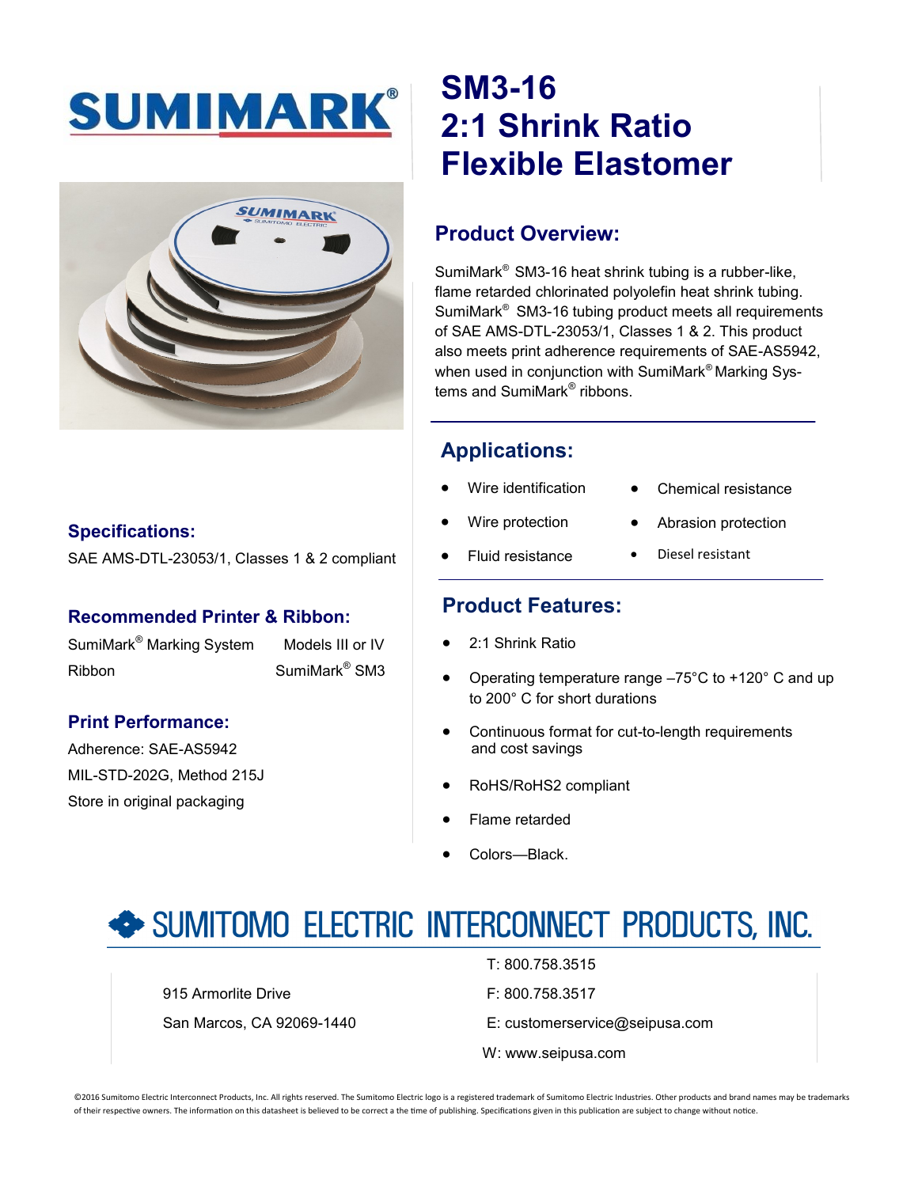# SUMIMARK®

# SM3-16 2:1 Shrink Ratio Flexible Elastomer

## Product Overview:

SumiMark® SM3-16 heat shrink tubing is a rubber-like, flame retarded chlorinated polyolefin heat shrink tubing. SumiMark® SM3-16 tubing product meets all requirements of SAE AMS-DTL-23053/1, Classes 1 & 2. This product also meets print adherence requirements of SAE-AS5942, when used in conjunction with SumiMark® Marking Systems and SumiMark® ribbons.

## Applications:

- Wire identification
- Wire protection
- Fluid resistance
- Chemical resistance
- Abrasion protection
- Diesel resistant

## Product Features:

- 2:1 Shrink Ratio
- Operating temperature range –75°C to +120° C and up to 200° C for short durations
- Continuous format for cut-to-length requirements and cost savings
- RoHS/RoHS2 compliant
- Flame retarded
- Colors—Black.

## Specifications:

SAE AMS-DTL-23053/1, Classes 1 & 2 compliant

## Recommended Printer & Ribbon:

| | |
|---|---|
| SumiMark® Marking System | Models III or IV |
| Ribbon | SumiMark® SM3 |

## Print Performance:

Adherence: SAE-AS5942

MIL-STD-202G, Method 215J

Store in original packaging

## SUMITOMO ELECTRIC INTERCONNECT PRODUCTS, INC.

915 Armorlite Drive

San Marcos, CA 92069-1440

T: 800.758.3515

F: 800.758.3517

E: customerservice@seipusa.com

W: www.seipusa.com

©2016 Sumitomo Electric Interconnect Products, Inc. All rights reserved. The Sumitomo Electric logo is a registered trademark of Sumitomo Electric Industries. Other products and brand names may be trademarks of their respective owners. The information on this datasheet is believed to be correct a the time of publishing. Specifications given in this publication are subject to change without notice.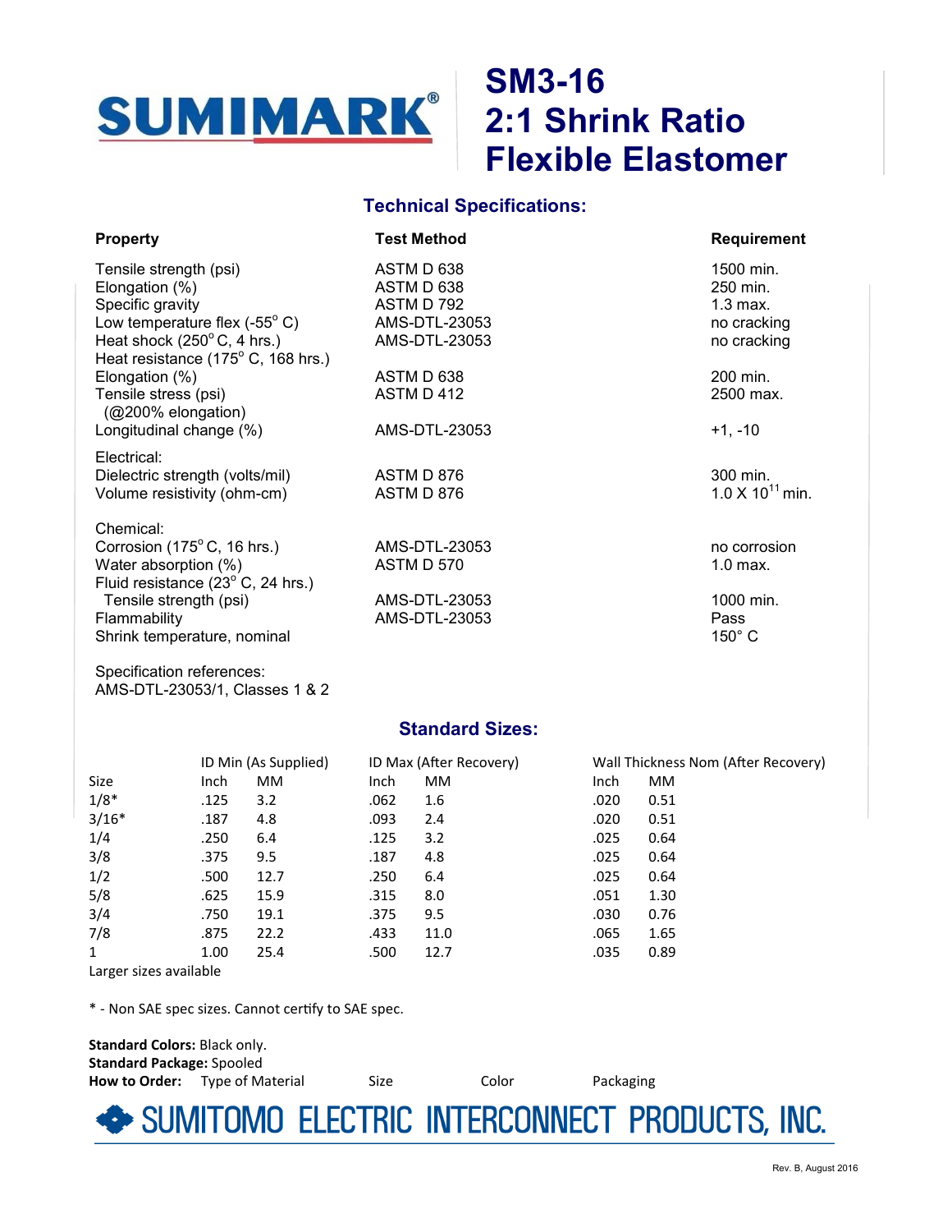# SUMIMARK®

# SM3-16 2:1 Shrink Ratio Flexible Elastomer

## Technical Specifications:

| Property | Test Method | Requirement |
|---|---|---|
| Tensile strength (psi) | ASTM D 638 | 1500 min. |
| Elongation (%) | ASTM D 638 | 250 min. |
| Specific gravity | ASTM D 792 | 1.3 max. |
| Low temperature flex (-55° C) | AMS-DTL-23053 | no cracking |
| Heat shock (250° C, 4 hrs.) | AMS-DTL-23053 | no cracking |
| Heat resistance (175° C, 168 hrs.) | | |
| Elongation (%) | ASTM D 638 | 200 min. |
| Tensile stress (psi) (@200% elongation) | ASTM D 412 | 2500 max. |
| Longitudinal change (%) | AMS-DTL-23053 | +1, -10 |
| Electrical: | | |
| Dielectric strength (volts/mil) | ASTM D 876 | 300 min. |
| Volume resistivity (ohm-cm) | ASTM D 876 | $1.0 \times 10^{11}$ min. |
| Chemical: | | |
| Corrosion (175° C, 16 hrs.) | AMS-DTL-23053 | no corrosion |
| Water absorption (%) | ASTM D 570 | 1.0 max. |
| Fluid resistance (23° C, 24 hrs.) | | |
| Tensile strength (psi) | AMS-DTL-23053 | 1000 min. |
| Flammability | AMS-DTL-23053 | Pass |
| Shrink temperature, nominal | | 150° C |

Specification references:
AMS-DTL-23053/1, Classes 1 & 2

## Standard Sizes:

| | ID Min (As Supplied) | | ID Max (After Recovery) | | Wall Thickness Nom (After Recovery) | |
|---|---|---|---|---|---|---|
| Size | Inch | MM | Inch | MM | Inch | MM |
| 1/8* | .125 | 3.2 | .062 | 1.6 | .020 | 0.51 |
| 3/16* | .187 | 4.8 | .093 | 2.4 | .020 | 0.51 |
| 1/4 | .250 | 6.4 | .125 | 3.2 | .025 | 0.64 |
| 3/8 | .375 | 9.5 | .187 | 4.8 | .025 | 0.64 |
| 1/2 | .500 | 12.7 | .250 | 6.4 | .025 | 0.64 |
| 5/8 | .625 | 15.9 | .315 | 8.0 | .051 | 1.30 |
| 3/4 | .750 | 19.1 | .375 | 9.5 | .030 | 0.76 |
| 7/8 | .875 | 22.2 | .433 | 11.0 | .065 | 1.65 |
| 1 | 1.00 | 25.4 | .500 | 12.7 | .035 | 0.89 |

Larger sizes available

* - Non SAE spec sizes. Cannot certify to SAE spec.

**Standard Colors:** Black only.
**Standard Package:** Spooled
**How to Order:** Type of Material Size Color Packaging

SUMITOMO ELECTRIC INTERCONNECT PRODUCTS, INC.

Rev. B, August 2016